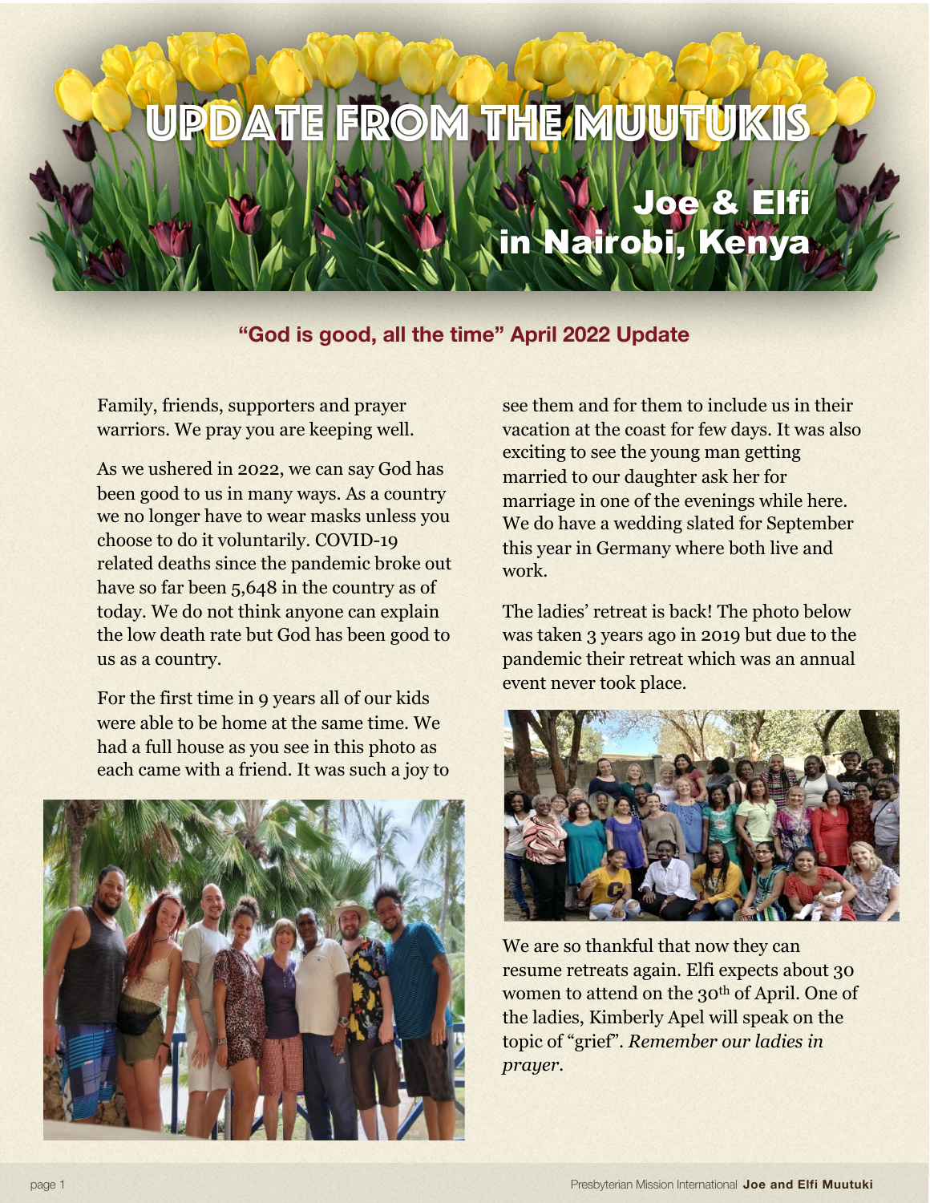# UPDATE FROM THE MUUTUKIS

## Joe & Elfi in Nairobi, Kenya

### "God is good, all the time" April 2022 Update

Family, friends, supporters and prayer warriors. We pray you are keeping well.

As we ushered in 2022, we can say God has been good to us in many ways. As a country we no longer have to wear masks unless you choose to do it voluntarily. COVID-19 related deaths since the pandemic broke out have so far been 5,648 in the country as of today. We do not think anyone can explain the low death rate but God has been good to us as a country.

For the first time in 9 years all of our kids were able to be home at the same time. We had a full house as you see in this photo as each came with a friend. It was such a joy to see them and for them to include us in their vacation at the coast for few days. It was also exciting to see the young man getting married to our daughter ask her for marriage in one of the evenings while here. We do have a wedding slated for September this year in Germany where both live and work.

The ladies' retreat is back! The photo below was taken 3 years ago in 2019 but due to the pandemic their retreat which was an annual event never took place.

We are so thankful that now they can resume retreats again. Elfi expects about 30 women to attend on the 30th of April. One of the ladies, Kimberly Apel will speak on the topic of "grief". *Remember our ladies in prayer.*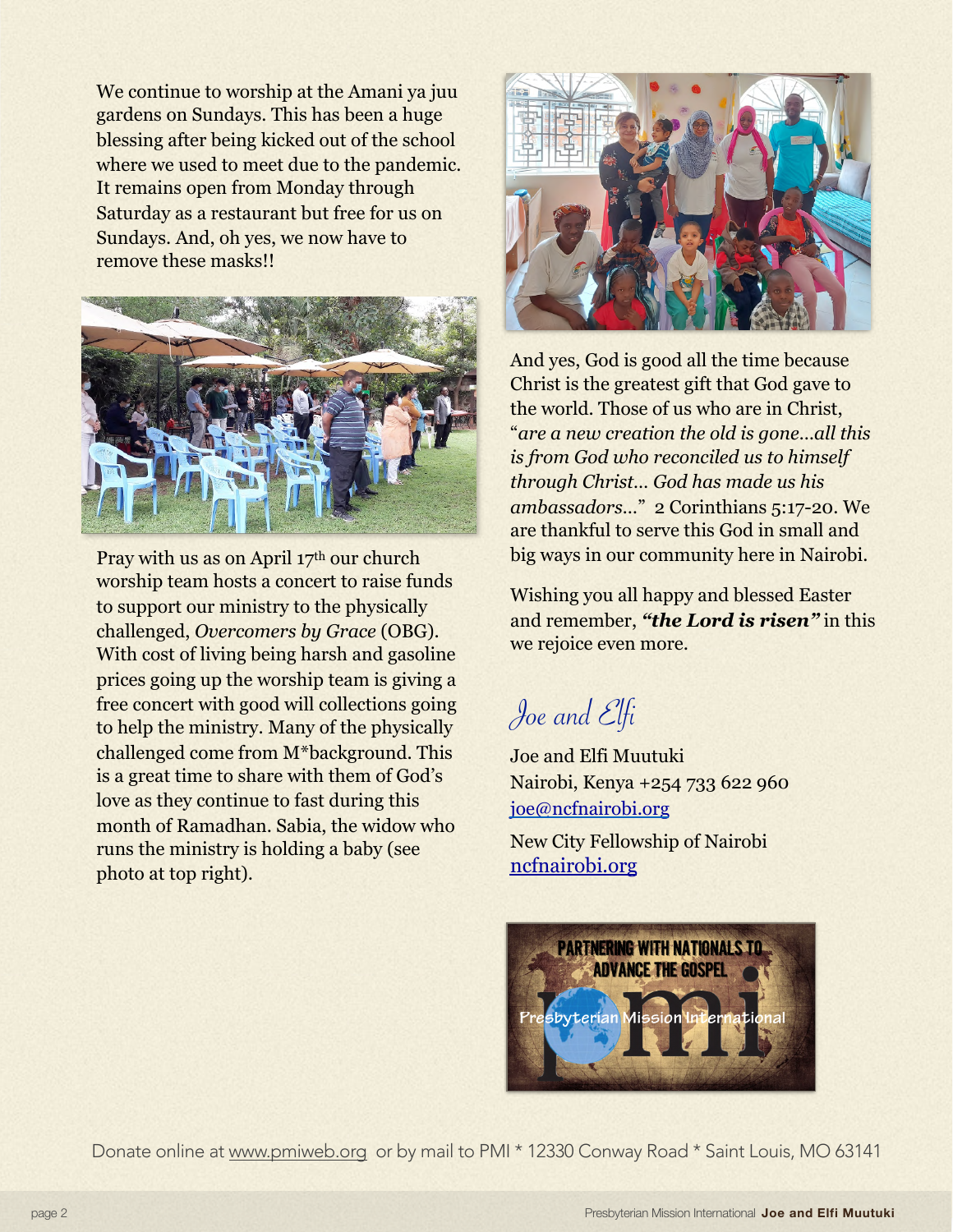We continue to worship at the Amani ya juu gardens on Sundays. This has been a huge blessing after being kicked out of the school where we used to meet due to the pandemic. It remains open from Monday through Saturday as a restaurant but free for us on Sundays. And, oh yes, we now have to remove these masks!!

Pray with us as on April 17th our church worship team hosts a concert to raise funds to support our ministry to the physically challenged, *Overcomers by Grace* (OBG). With cost of living being harsh and gasoline prices going up the worship team is giving a free concert with good will collections going to help the ministry. Many of the physically challenged come from M*background. This is a great time to share with them of God's love as they continue to fast during this month of Ramadhan. Sabia, the widow who runs the ministry is holding a baby (see photo at top right).

And yes, God is good all the time because Christ is the greatest gift that God gave to the world. Those of us who are in Christ, "*are a new creation the old is gone…all this is from God who reconciled us to himself through Christ… God has made us his ambassadors…*" 2 Corinthians 5:17-20. We are thankful to serve this God in small and big ways in our community here in Nairobi.

Wishing you all happy and blessed Easter and remember, ***"the Lord is risen"*** in this we rejoice even more.

*Joe and Elfi*

Joe and Elfi Muutuki
Nairobi, Kenya +254 733 622 960
joe@ncfnairobi.org

New City Fellowship of Nairobi
ncfnairobi.org

PARTNERING WITH NATIONALS TO ADVANCE THE GOSPEL
Presbyterian Mission International

Donate online at www.pmiweb.org or by mail to PMI * 12330 Conway Road * Saint Louis, MO 63141